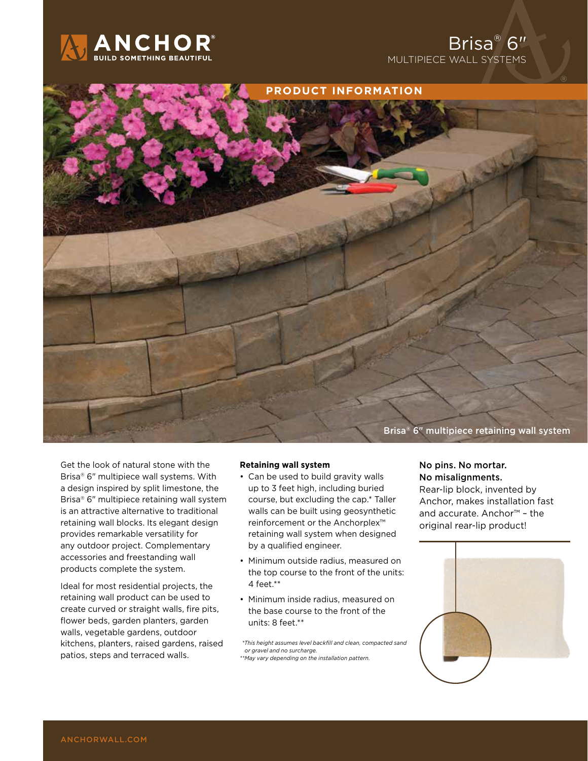# Brisa® 6″

MULTIPIECE WALL SYSTEMS

## PRODUCT INFORMATION

Brisa® 6″ multipiece retaining wall system

Get the look of natural stone with the Brisa® 6″ multipiece wall systems. With a design inspired by split limestone, the Brisa® 6″ multipiece retaining wall system is an attractive alternative to traditional retaining wall blocks. Its elegant design provides remarkable versatility for any outdoor project. Complementary accessories and freestanding wall products complete the system.

Ideal for most residential projects, the retaining wall product can be used to create curved or straight walls, fire pits, flower beds, garden planters, garden walls, vegetable gardens, outdoor kitchens, planters, raised gardens, raised patios, steps and terraced walls.

**Retaining wall system**

- Can be used to build gravity walls up to 3 feet high, including buried course, but excluding the cap.* Taller walls can be built using geosynthetic reinforcement or the Anchorplex™ retaining wall system when designed by a qualified engineer.
- Minimum outside radius, measured on the top course to the front of the units: 4 feet.**
- Minimum inside radius, measured on the base course to the front of the units: 8 feet.**

*\*This height assumes level backfill and clean, compacted sand or gravel and no surcharge.*
*\*\*May vary depending on the installation pattern.*

**No pins. No mortar.**
**No misalignments.**

Rear-lip block, invented by Anchor, makes installation fast and accurate. Anchor™ – the original rear-lip product!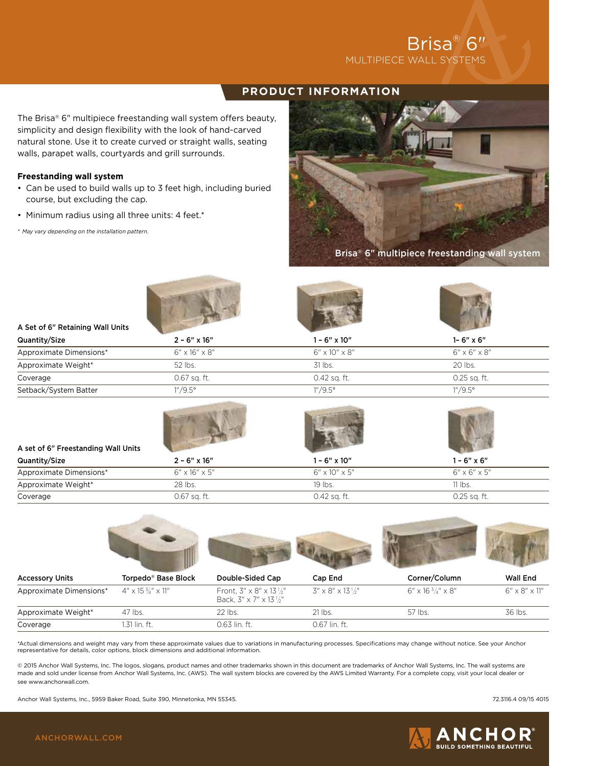# Brisa® 6″

MULTIPIECE WALL SYSTEMS

## PRODUCT INFORMATION

The Brisa® 6″ multipiece freestanding wall system offers beauty, simplicity and design flexibility with the look of hand-carved natural stone. Use it to create curved or straight walls, seating walls, parapet walls, courtyards and grill surrounds.

**Freestanding wall system**

- Can be used to build walls up to 3 feet high, including buried course, but excluding the cap.
- Minimum radius using all three units: 4 feet.*

*\* May vary depending on the installation pattern.*

Brisa® 6″ multipiece freestanding wall system

| A Set of 6″ Retaining Wall Units | | | |
|---|---|---|---|
| **Quantity/Size** | **2 - 6″ x 16″** | **1 - 6″ x 10″** | **1- 6″ x 6″** |
| Approximate Dimensions* | 6″ x 16″ x 8″ | 6″ x 10″ x 8″ | 6″ x 6″ x 8″ |
| Approximate Weight* | 52 lbs. | 31 lbs. | 20 lbs. |
| Coverage | 0.67 sq. ft. | 0.42 sq. ft. | 0.25 sq. ft. |
| Setback/System Batter | 1″/9.5° | 1″/9.5° | 1″/9.5° |

| A set of 6″ Freestanding Wall Units | | | |
|---|---|---|---|
| **Quantity/Size** | **2 - 6″ x 16″** | **1 - 6″ x 10″** | **1 - 6″ x 6″** |
| Approximate Dimensions* | 6″ x 16″ x 5″ | 6″ x 10″ x 5″ | 6″ x 6″ x 5″ |
| Approximate Weight* | 28 lbs. | 19 lbs. | 11 lbs. |
| Coverage | 0.67 sq. ft. | 0.42 sq. ft. | 0.25 sq. ft. |

| Accessory Units | Torpedo® Base Block | Double-Sided Cap | Cap End | Corner/Column | Wall End |
|---|---|---|---|---|---|
| Approximate Dimensions* | 4″ x 15 3/4″ x 11″ | Front, 3″ x 8″ x 13 1/2″ Back, 3″ x 7″ x 13 1/2″ | 3″ x 8″ x 13 1/2″ | 6″ x 16 3/4″ x 8″ | 6″ x 8″ x 11″ |
| Approximate Weight* | 47 lbs. | 22 lbs. | 21 lbs. | 57 lbs. | 36 lbs. |
| Coverage | 1.31 lin. ft. | 0.63 lin. ft. | 0.67 lin. ft. | | |

*Actual dimensions and weight may vary from these approximate values due to variations in manufacturing processes. Specifications may change without notice. See your Anchor representative for details, color options, block dimensions and additional information.

© 2015 Anchor Wall Systems, Inc. The logos, slogans, product names and other trademarks shown in this document are trademarks of Anchor Wall Systems, Inc. The wall systems are made and sold under license from Anchor Wall Systems, Inc. (AWS). The wall system blocks are covered by the AWS Limited Warranty. For a complete copy, visit your local dealer or see www.anchorwall.com.

Anchor Wall Systems, Inc., 5959 Baker Road, Suite 390, Minnetonka, MN 55345.

72.3116.4 09/15 4015

ANCHORWALL.COM

ANCHOR® BUILD SOMETHING BEAUTIFUL